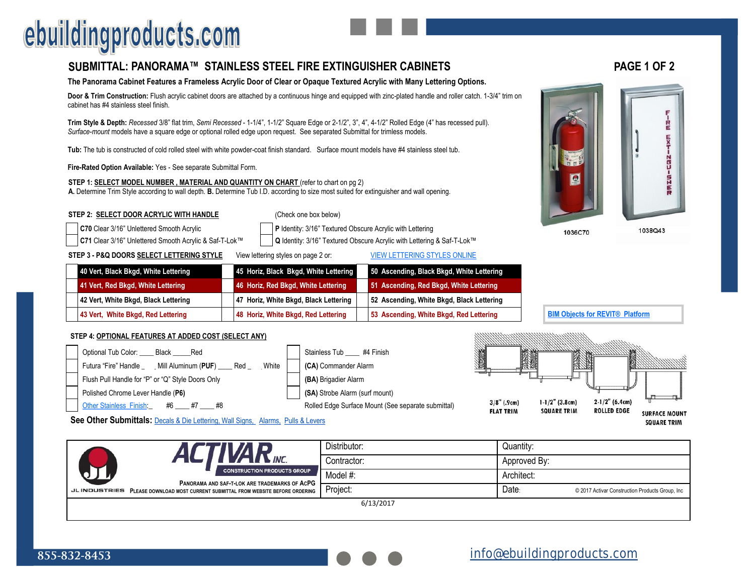# SUBMITTAL: PANORAMA™ STAINLESS STEEL FIRE EXTINGUISHER CABINETS

**The Panorama Cabinet Features a Frameless Acrylic Door of Clear or Opaque Textured Acrylic with Many Lettering Options.**

**Door & Trim Construction:** Flush acrylic cabinet doors are attached by a continuous hinge and equipped with zinc-plated handle and roller catch. 1-3/4" trim on cabinet has #4 stainless steel finish.

**Trim Style & Depth:** *Recessed* 3/8" flat trim, *Semi Recessed* - 1-1/4", 1-1/2" Square Edge or 2-1/2", 3", 4", 4-1/2" Rolled Edge (4" has recessed pull). *Surface-mount* models have a square edge or optional rolled edge upon request. See separated Submittal for trimless models.

**Tub:** The tub is constructed of cold rolled steel with white powder-coat finish standard. Surface mount models have #4 stainless steel tub.

**Fire-Rated Option Available:** Yes - See separate Submittal Form.

**STEP 1: SELECT MODEL NUMBER , MATERIAL AND QUANTITY ON CHART** (refer to chart on pg 2)
**A.** Determine Trim Style according to wall depth. **B.** Determine Tub I.D. according to size most suited for extinguisher and wall opening.

1036C70 | 1038Q43

**STEP 2: SELECT DOOR ACRYLIC WITH HANDLE** (Check one box below)

- ☐ **C70** Clear 3/16" Unlettered Smooth Acrylic
- ☐ **C71** Clear 3/16" Unlettered Smooth Acrylic & Saf-T-Lok™
- ☐ **P** Identity: 3/16" Textured Obscure Acrylic with Lettering
- ☐ **Q** Identity: 3/16" Textured Obscure Acrylic with Lettering & Saf-T-Lok™

**STEP 3 - P&Q DOORS SELECT LETTERING STYLE** View lettering styles on page 2 or: VIEW LETTERING STYLES ONLINE

| | | | | | |
|---|---|---|---|---|---|
| ☐ | 40 Vert, Black Bkgd, White Lettering | ☐ | 45 Horiz, Black Bkgd, White Lettering | ☐ | 50 Ascending, Black Bkgd, White Lettering |
| ☐ | 41 Vert, Red Bkgd, White Lettering | ☐ | 46 Horiz, Red Bkgd, White Lettering | ☐ | 51 Ascending, Red Bkgd, White Lettering |
| ☐ | 42 Vert, White Bkgd, Black Lettering | ☐ | 47 Horiz, White Bkgd, Black Lettering | ☐ | 52 Ascending, White Bkgd, Black Lettering |
| ☐ | 43 Vert, White Bkgd, Red Lettering | ☐ | 48 Horiz, White Bkgd, Red Lettering | ☐ | 53 Ascending, White Bkgd, Red Lettering |

BIM Objects for REVIT® Platform

**STEP 4: OPTIONAL FEATURES AT ADDED COST (SELECT ANY)**

- ☐ Optional Tub Color: ____ Black ____Red
- ☐ Futura "Fire" Handle _ Mill Aluminum (**PUF**) ____ Red _ White
- ☐ Flush Pull Handle for "P" or "Q" Style Doors Only
- ☐ Polished Chrome Lever Handle (**P6**)
- ☐ Other Stainless Finish: _ #6 ____ #7 ____ #8
- ☐ Stainless Tub ____ #4 Finish
- ☐ **(CA)** Commander Alarm
- ☐ **(BA)** Brigadier Alarm
- ☐ **(SA)** Strobe Alarm (surf mount)
- Rolled Edge Surface Mount (See separate submittal)

3/8" (.9cm) FLAT TRIM | 1-1/2" (3.8cm) SQUARE TRIM | 2-1/2" (6.4cm) ROLLED EDGE | SURFACE MOUNT SQUARE TRIM

**See Other Submittals:** Decals & Die Lettering, Wall Signs, Alarms, Pulls & Levers

| JL INDUSTRIES / ACTIVAR INC. CONSTRUCTION PRODUCTS GROUP | Distributor: | Quantity: |
|---|---|---|
| PANORAMA AND SAF-T-LOK ARE TRADEMARKS OF ACPG | Contractor: | Approved By: |
| PLEASE DOWNLOAD MOST CURRENT SUBMITTAL FROM WEBSITE BEFORE ORDERING | Model #: | Architect: |
| | Project: | Date: © 2017 Activar Construction Products Group, Inc |

6/13/2017

855-832-8453 | info@ebuildingproducts.com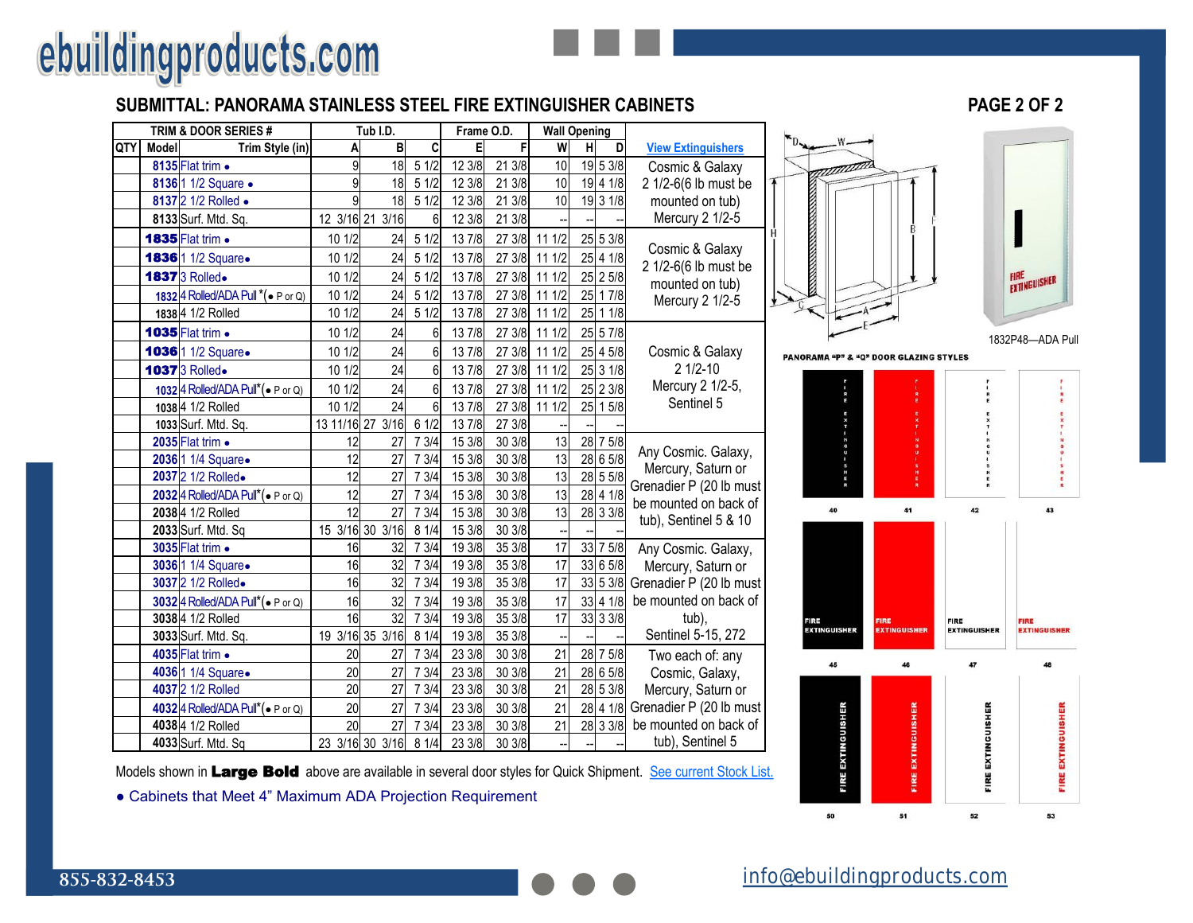# ebuildingproducts.com

## SUBMITTAL: PANORAMA STAINLESS STEEL FIRE EXTINGUISHER CABINETS

| QTY | Model | Trim Style (in) | A | B | C | E | F | W | H | D | View Extinguishers |
|---|---|---|---|---|---|---|---|---|---|---|---|
| | TRIM & DOOR SERIES # | | Tub I.D. | | | Frame O.D. | | Wall Opening | | | |
| | **8135** | Flat trim • | 9 | 18 | 5 1/2 | 12 3/8 | 21 3/8 | 10 | 19 | 5 3/8 | Cosmic & Galaxy 2 1/2-6(6 lb must be mounted on tub) Mercury 2 1/2-5 |
| | **8136** | 1 1/2 Square • | 9 | 18 | 5 1/2 | 12 3/8 | 21 3/8 | 10 | 19 | 4 1/8 | |
| | **8137** | 2 1/2 Rolled • | 9 | 18 | 5 1/2 | 12 3/8 | 21 3/8 | 10 | 19 | 3 1/8 | |
| | 8133 | Surf. Mtd. Sq. | 12 3/16 | 21 3/16 | 6 | 12 3/8 | 21 3/8 | -- | -- | -- | |
| | **1835** | Flat trim • | 10 1/2 | 24 | 5 1/2 | 13 7/8 | 27 3/8 | 11 1/2 | 25 | 5 3/8 | Cosmic & Galaxy 2 1/2-6(6 lb must be mounted on tub) Mercury 2 1/2-5 |
| | **1836** | 1 1/2 Square• | 10 1/2 | 24 | 5 1/2 | 13 7/8 | 27 3/8 | 11 1/2 | 25 | 4 1/8 | |
| | **1837** | 3 Rolled• | 10 1/2 | 24 | 5 1/2 | 13 7/8 | 27 3/8 | 11 1/2 | 25 | 2 5/8 | |
| | 1832 | 4 Rolled/ADA Pull *(• P or Q) | 10 1/2 | 24 | 5 1/2 | 13 7/8 | 27 3/8 | 11 1/2 | 25 | 1 7/8 | |
| | 1838 | 4 1/2 Rolled | 10 1/2 | 24 | 5 1/2 | 13 7/8 | 27 3/8 | 11 1/2 | 25 | 1 1/8 | |
| | **1035** | Flat trim • | 10 1/2 | 24 | 6 | 13 7/8 | 27 3/8 | 11 1/2 | 25 | 5 7/8 | Cosmic & Galaxy 2 1/2-10 Mercury 2 1/2-5, Sentinel 5 |
| | **1036** | 1 1/2 Square• | 10 1/2 | 24 | 6 | 13 7/8 | 27 3/8 | 11 1/2 | 25 | 4 5/8 | |
| | **1037** | 3 Rolled• | 10 1/2 | 24 | 6 | 13 7/8 | 27 3/8 | 11 1/2 | 25 | 3 1/8 | |
| | 1032 | 4 Rolled/ADA Pull*(• P or Q) | 10 1/2 | 24 | 6 | 13 7/8 | 27 3/8 | 11 1/2 | 25 | 2 3/8 | |
| | 1038 | 4 1/2 Rolled | 10 1/2 | 24 | 6 | 13 7/8 | 27 3/8 | 11 1/2 | 25 | 1 5/8 | |
| | 1033 | Surf. Mtd. Sq. | 13 11/16 | 27 3/16 | 6 1/2 | 13 7/8 | 27 3/8 | -- | -- | -- | |
| | 2035 | Flat trim • | 12 | 27 | 7 3/4 | 15 3/8 | 30 3/8 | 13 | 28 | 7 5/8 | Any Cosmic. Galaxy, Mercury, Saturn or Grenadier P (20 lb must be mounted on back of tub), Sentinel 5 & 10 |
| | 2036 | 1 1/4 Square• | 12 | 27 | 7 3/4 | 15 3/8 | 30 3/8 | 13 | 28 | 6 5/8 | |
| | 2037 | 2 1/2 Rolled• | 12 | 27 | 7 3/4 | 15 3/8 | 30 3/8 | 13 | 28 | 5 5/8 | |
| | 2032 | 4 Rolled/ADA Pull*(• P or Q) | 12 | 27 | 7 3/4 | 15 3/8 | 30 3/8 | 13 | 28 | 4 1/8 | |
| | 2038 | 4 1/2 Rolled | 12 | 27 | 7 3/4 | 15 3/8 | 30 3/8 | 13 | 28 | 3 3/8 | |
| | 2033 | Surf. Mtd. Sq | 15 3/16 | 30 3/16 | 8 1/4 | 15 3/8 | 30 3/8 | -- | -- | -- | |
| | 3035 | Flat trim • | 16 | 32 | 7 3/4 | 19 3/8 | 35 3/8 | 17 | 33 | 7 5/8 | Any Cosmic. Galaxy, Mercury, Saturn or Grenadier P (20 lb must be mounted on back of tub), Sentinel 5-15, 272 |
| | 3036 | 1 1/4 Square• | 16 | 32 | 7 3/4 | 19 3/8 | 35 3/8 | 17 | 33 | 6 5/8 | |
| | 3037 | 2 1/2 Rolled• | 16 | 32 | 7 3/4 | 19 3/8 | 35 3/8 | 17 | 33 | 5 3/8 | |
| | 3032 | 4 Rolled/ADA Pull*(• P or Q) | 16 | 32 | 7 3/4 | 19 3/8 | 35 3/8 | 17 | 33 | 4 1/8 | |
| | 3038 | 4 1/2 Rolled | 16 | 32 | 7 3/4 | 19 3/8 | 35 3/8 | 17 | 33 | 3 3/8 | |
| | 3033 | Surf. Mtd. Sq. | 19 3/16 | 35 3/16 | 8 1/4 | 19 3/8 | 35 3/8 | -- | -- | -- | |
| | 4035 | Flat trim • | 20 | 27 | 7 3/4 | 23 3/8 | 30 3/8 | 21 | 28 | 7 5/8 | Two each of: any Cosmic, Galaxy, Mercury, Saturn or Grenadier P (20 lb must be mounted on back of tub), Sentinel 5 |
| | 4036 | 1 1/4 Square• | 20 | 27 | 7 3/4 | 23 3/8 | 30 3/8 | 21 | 28 | 6 5/8 | |
| | 4037 | 2 1/2 Rolled | 20 | 27 | 7 3/4 | 23 3/8 | 30 3/8 | 21 | 28 | 5 3/8 | |
| | 4032 | 4 Rolled/ADA Pull*(• P or Q) | 20 | 27 | 7 3/4 | 23 3/8 | 30 3/8 | 21 | 28 | 4 1/8 | |
| | 4038 | 4 1/2 Rolled | 20 | 27 | 7 3/4 | 23 3/8 | 30 3/8 | 21 | 28 | 3 3/8 | |
| | 4033 | Surf. Mtd. Sq | 23 3/16 | 30 3/16 | 8 1/4 | 23 3/8 | 30 3/8 | -- | -- | -- | |

Models shown in **Large Bold** above are available in several door styles for Quick Shipment. See current Stock List.

• Cabinets that Meet 4" Maximum ADA Projection Requirement

1832P48—ADA Pull

PANORAMA "P" & "Q" DOOR GLAZING STYLES

40 41 42 43

45 46 47 48

50 51 52 53

855-832-8453

info@ebuildingproducts.com